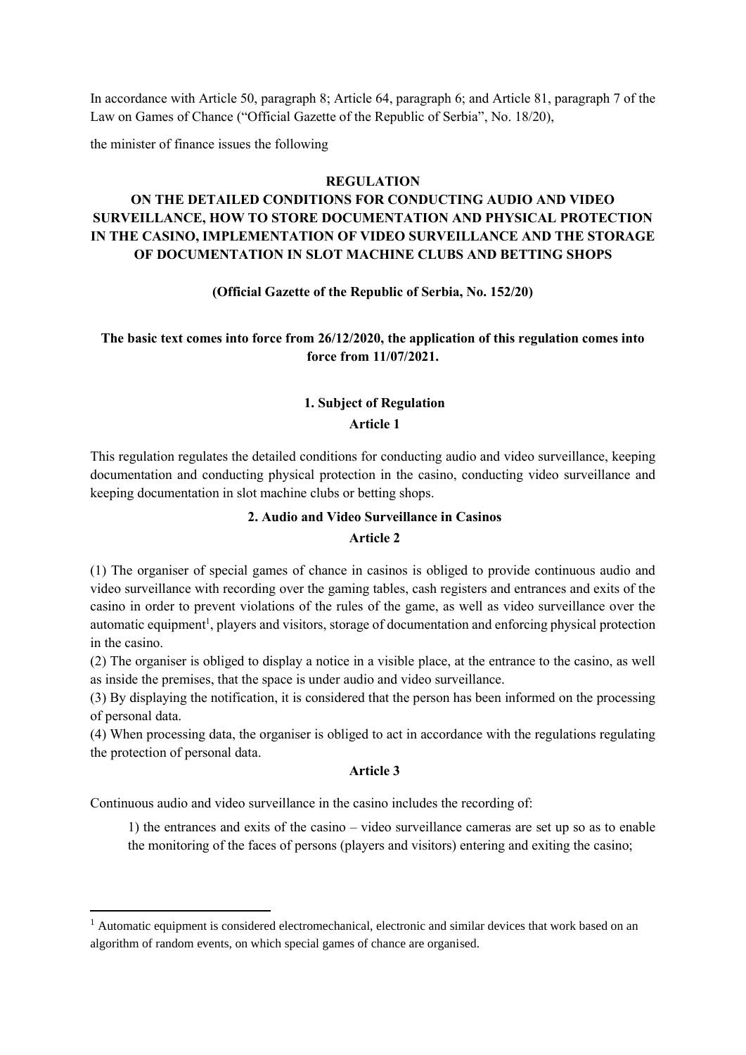In accordance with Article 50, paragraph 8; Article 64, paragraph 6; and Article 81, paragraph 7 of the Law on Games of Chance ("Official Gazette of the Republic of Serbia", No. 18/20),

the minister of finance issues the following

# REGULATION ON THE DETAILED CONDITIONS FOR CONDUCTING AUDIO AND VIDEO SURVEILLANCE, HOW TO STORE DOCUMENTATION AND PHYSICAL PROTECTION IN THE CASINO, IMPLEMENTATION OF VIDEO SURVEILLANCE AND THE STORAGE OF DOCUMENTATION IN SLOT MACHINE CLUBS AND BETTING SHOPS

**(Official Gazette of the Republic of Serbia, No. 152/20)**

**The basic text comes into force from 26/12/2020, the application of this regulation comes into force from 11/07/2021.**

## 1. Subject of Regulation

### Article 1

This regulation regulates the detailed conditions for conducting audio and video surveillance, keeping documentation and conducting physical protection in the casino, conducting video surveillance and keeping documentation in slot machine clubs or betting shops.

## 2. Audio and Video Surveillance in Casinos

### Article 2

(1) The organiser of special games of chance in casinos is obliged to provide continuous audio and video surveillance with recording over the gaming tables, cash registers and entrances and exits of the casino in order to prevent violations of the rules of the game, as well as video surveillance over the automatic equipment[1], players and visitors, storage of documentation and enforcing physical protection in the casino.

(2) The organiser is obliged to display a notice in a visible place, at the entrance to the casino, as well as inside the premises, that the space is under audio and video surveillance.

(3) By displaying the notification, it is considered that the person has been informed on the processing of personal data.

(4) When processing data, the organiser is obliged to act in accordance with the regulations regulating the protection of personal data.

### Article 3

Continuous audio and video surveillance in the casino includes the recording of:

1) the entrances and exits of the casino – video surveillance cameras are set up so as to enable the monitoring of the faces of persons (players and visitors) entering and exiting the casino;

[1] Automatic equipment is considered electromechanical, electronic and similar devices that work based on an algorithm of random events, on which special games of chance are organised.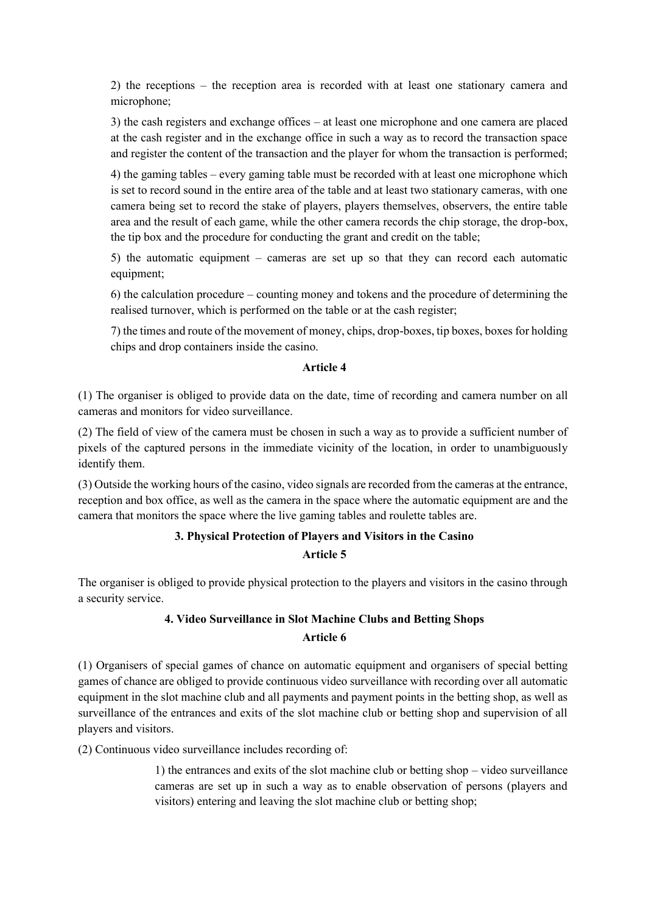2) the receptions – the reception area is recorded with at least one stationary camera and microphone;

3) the cash registers and exchange offices – at least one microphone and one camera are placed at the cash register and in the exchange office in such a way as to record the transaction space and register the content of the transaction and the player for whom the transaction is performed;

4) the gaming tables – every gaming table must be recorded with at least one microphone which is set to record sound in the entire area of the table and at least two stationary cameras, with one camera being set to record the stake of players, players themselves, observers, the entire table area and the result of each game, while the other camera records the chip storage, the drop-box, the tip box and the procedure for conducting the grant and credit on the table;

5) the automatic equipment – cameras are set up so that they can record each automatic equipment;

6) the calculation procedure – counting money and tokens and the procedure of determining the realised turnover, which is performed on the table or at the cash register;

7) the times and route of the movement of money, chips, drop-boxes, tip boxes, boxes for holding chips and drop containers inside the casino.

**Article 4**

(1) The organiser is obliged to provide data on the date, time of recording and camera number on all cameras and monitors for video surveillance.

(2) The field of view of the camera must be chosen in such a way as to provide a sufficient number of pixels of the captured persons in the immediate vicinity of the location, in order to unambiguously identify them.

(3) Outside the working hours of the casino, video signals are recorded from the cameras at the entrance, reception and box office, as well as the camera in the space where the automatic equipment are and the camera that monitors the space where the live gaming tables and roulette tables are.

## 3. Physical Protection of Players and Visitors in the Casino

**Article 5**

The organiser is obliged to provide physical protection to the players and visitors in the casino through a security service.

## 4. Video Surveillance in Slot Machine Clubs and Betting Shops

**Article 6**

(1) Organisers of special games of chance on automatic equipment and organisers of special betting games of chance are obliged to provide continuous video surveillance with recording over all automatic equipment in the slot machine club and all payments and payment points in the betting shop, as well as surveillance of the entrances and exits of the slot machine club or betting shop and supervision of all players and visitors.

(2) Continuous video surveillance includes recording of:

1) the entrances and exits of the slot machine club or betting shop – video surveillance cameras are set up in such a way as to enable observation of persons (players and visitors) entering and leaving the slot machine club or betting shop;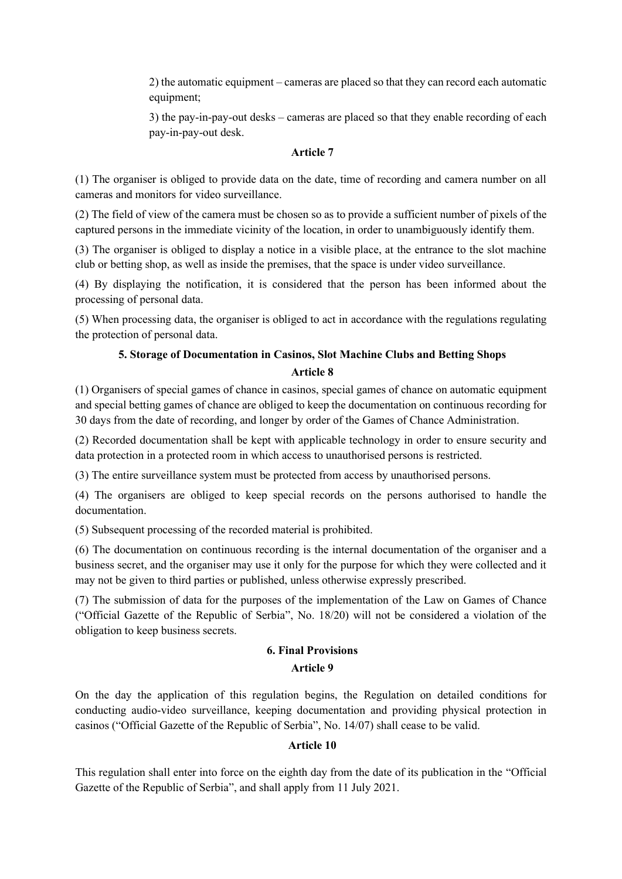2) the automatic equipment – cameras are placed so that they can record each automatic equipment;

3) the pay-in-pay-out desks – cameras are placed so that they enable recording of each pay-in-pay-out desk.

**Article 7**

(1) The organiser is obliged to provide data on the date, time of recording and camera number on all cameras and monitors for video surveillance.

(2) The field of view of the camera must be chosen so as to provide a sufficient number of pixels of the captured persons in the immediate vicinity of the location, in order to unambiguously identify them.

(3) The organiser is obliged to display a notice in a visible place, at the entrance to the slot machine club or betting shop, as well as inside the premises, that the space is under video surveillance.

(4) By displaying the notification, it is considered that the person has been informed about the processing of personal data.

(5) When processing data, the organiser is obliged to act in accordance with the regulations regulating the protection of personal data.

## 5. Storage of Documentation in Casinos, Slot Machine Clubs and Betting Shops

**Article 8**

(1) Organisers of special games of chance in casinos, special games of chance on automatic equipment and special betting games of chance are obliged to keep the documentation on continuous recording for 30 days from the date of recording, and longer by order of the Games of Chance Administration.

(2) Recorded documentation shall be kept with applicable technology in order to ensure security and data protection in a protected room in which access to unauthorised persons is restricted.

(3) The entire surveillance system must be protected from access by unauthorised persons.

(4) The organisers are obliged to keep special records on the persons authorised to handle the documentation.

(5) Subsequent processing of the recorded material is prohibited.

(6) The documentation on continuous recording is the internal documentation of the organiser and a business secret, and the organiser may use it only for the purpose for which they were collected and it may not be given to third parties or published, unless otherwise expressly prescribed.

(7) The submission of data for the purposes of the implementation of the Law on Games of Chance ("Official Gazette of the Republic of Serbia", No. 18/20) will not be considered a violation of the obligation to keep business secrets.

## 6. Final Provisions

**Article 9**

On the day the application of this regulation begins, the Regulation on detailed conditions for conducting audio-video surveillance, keeping documentation and providing physical protection in casinos ("Official Gazette of the Republic of Serbia", No. 14/07) shall cease to be valid.

**Article 10**

This regulation shall enter into force on the eighth day from the date of its publication in the "Official Gazette of the Republic of Serbia", and shall apply from 11 July 2021.